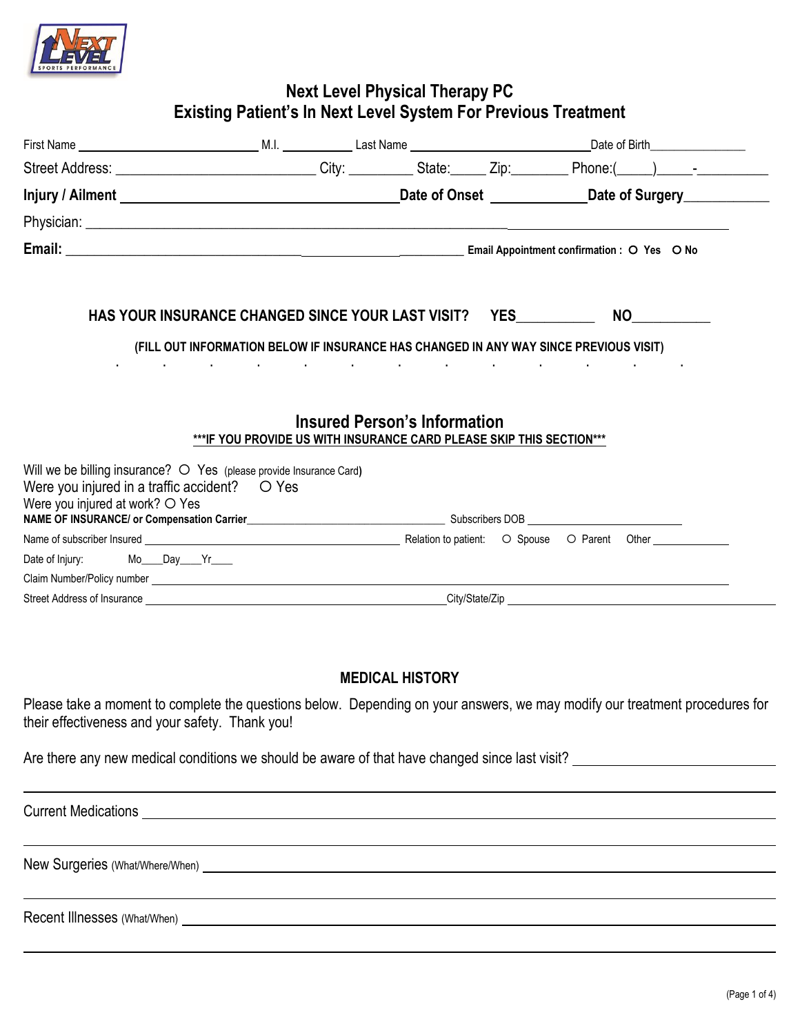# Next Level Physical Therapy PC
## Existing Patient's In Next Level System For Previous Treatment

First Name ____________________ M.I. ________ Last Name ____________________ Date of Birth______________

Street Address: ________________________ City: ________ State:_____ Zip:________ Phone:(_____)_____-__________

**Injury / Ailment** ______________________________ **Date of Onset** ____________ **Date of Surgery**___________

Physician: ____________________________________________________________________

**Email:** ____________________________________________ **Email Appointment confirmation :** O **Yes** O **No**

**HAS YOUR INSURANCE CHANGED SINCE YOUR LAST VISIT? YES__________ NO__________**

**(FILL OUT INFORMATION BELOW IF INSURANCE HAS CHANGED IN ANY WAY SINCE PREVIOUS VISIT)**

## Insured Person's Information

**\*\*\*IF YOU PROVIDE US WITH INSURANCE CARD PLEASE SKIP THIS SECTION\*\*\***

Will we be billing insurance? O Yes (please provide Insurance Card)

Were you injured in a traffic accident? O Yes

Were you injured at work? O Yes

**NAME OF INSURANCE/ or Compensation Carrier**______________________________ Subscribers DOB ______________________

Name of subscriber Insured ______________________________ Relation to patient: O Spouse O Parent Other ____________

Date of Injury: Mo____Day____Yr____

Claim Number/Policy number ____________________________________________________________

Street Address of Insurance ______________________________ City/State/Zip ______________________________

## MEDICAL HISTORY

Please take a moment to complete the questions below. Depending on your answers, we may modify our treatment procedures for their effectiveness and your safety. Thank you!

Are there any new medical conditions we should be aware of that have changed since last visit? ______________________

Current Medications ____________________________________________________________

New Surgeries (What/Where/When) ____________________________________________________________

Recent Illnesses (What/When) ____________________________________________________________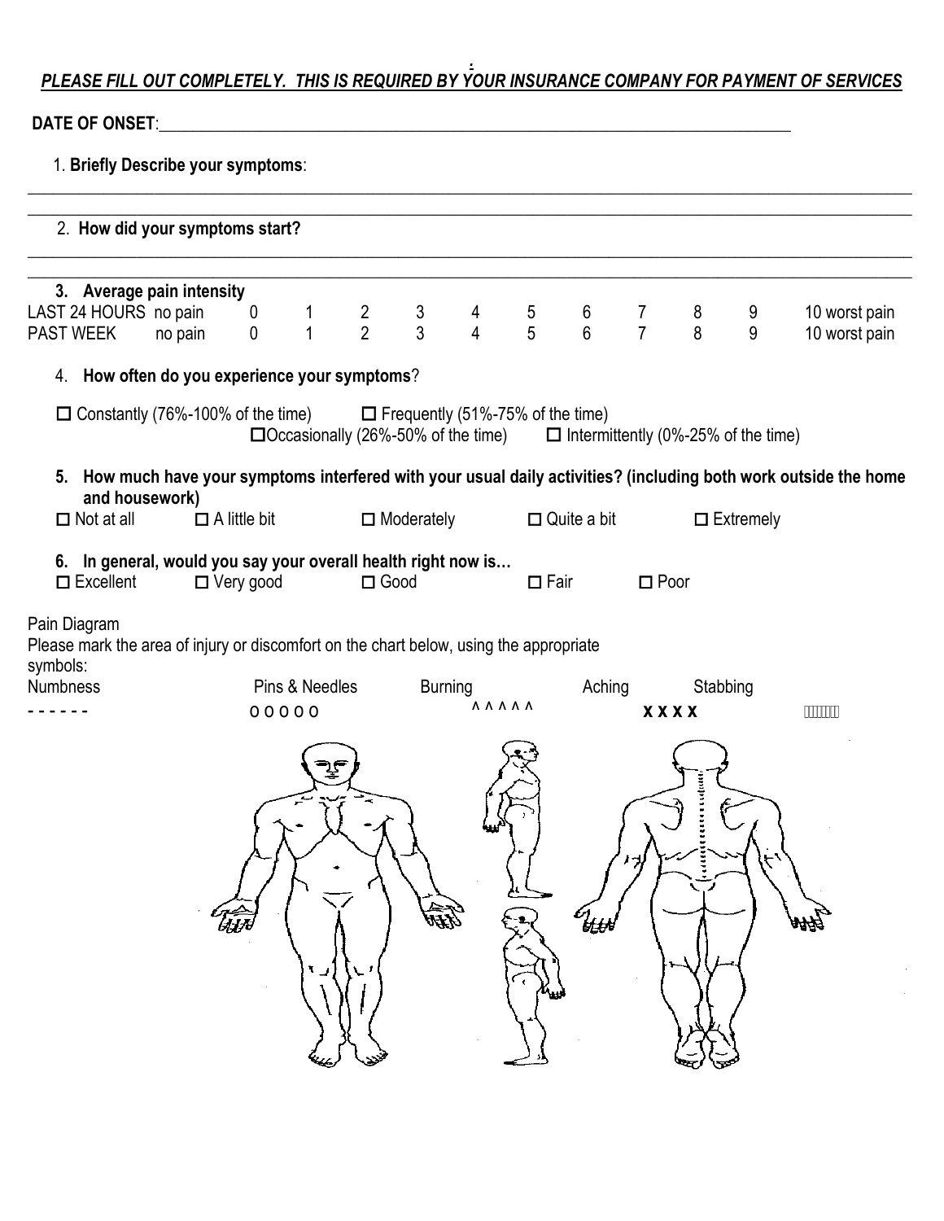***PLEASE FILL OUT COMPLETELY. THIS IS REQUIRED BY YOUR INSURANCE COMPANY FOR PAYMENT OF SERVICES***

**DATE OF ONSET**:______________________________________________________________________________

1. **Briefly Describe your symptoms**:

______________________________________________________________________________________________

______________________________________________________________________________________________

2. **How did your symptoms start?**

______________________________________________________________________________________________

______________________________________________________________________________________________

3. **Average pain intensity**

| | | | | | | | | | | | | |
|---|---|---|---|---|---|---|---|---|---|---|---|---|
| LAST 24 HOURS | no pain | 0 | 1 | 2 | 3 | 4 | 5 | 6 | 7 | 8 | 9 | 10 worst pain |
| PAST WEEK | no pain | 0 | 1 | 2 | 3 | 4 | 5 | 6 | 7 | 8 | 9 | 10 worst pain |

4. **How often do you experience your symptoms**?

☐ Constantly (76%-100% of the time) ☐ Frequently (51%-75% of the time) ☐ Occasionally (26%-50% of the time) ☐ Intermittently (0%-25% of the time)

5. **How much have your symptoms interfered with your usual daily activities? (including both work outside the home and housework)**

☐ Not at all ☐ A little bit ☐ Moderately ☐ Quite a bit ☐ Extremely

6. **In general, would you say your overall health right now is…**

☐ Excellent ☐ Very good ☐ Good ☐ Fair ☐ Poor

Pain Diagram

Please mark the area of injury or discomfort on the chart below, using the appropriate symbols:

| Numbness | Pins & Needles | Burning | Aching | Stabbing |
|---|---|---|---|---|
| - - - - - - | o o o o o | ^ ^ ^ ^ ^ | **X X X X** | ||||||| |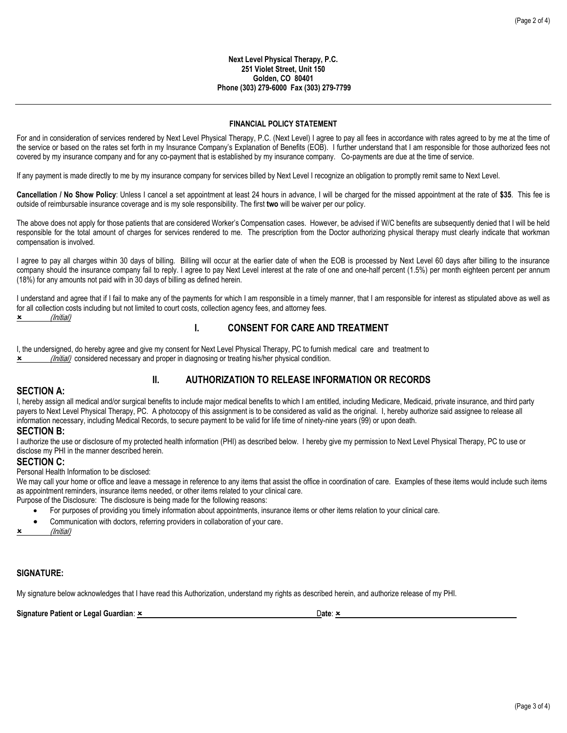**Next Level Physical Therapy, P.C.**
**251 Violet Street, Unit 150**
**Golden, CO 80401**
**Phone (303) 279-6000 Fax (303) 279-7799**

---

## FINANCIAL POLICY STATEMENT

For and in consideration of services rendered by Next Level Physical Therapy, P.C. (Next Level) I agree to pay all fees in accordance with rates agreed to by me at the time of the service or based on the rates set forth in my Insurance Company's Explanation of Benefits (EOB). I further understand that I am responsible for those authorized fees not covered by my insurance company and for any co-payment that is established by my insurance company. Co-payments are due at the time of service.

If any payment is made directly to me by my insurance company for services billed by Next Level I recognize an obligation to promptly remit same to Next Level.

**Cancellation / No Show Policy**: Unless I cancel a set appointment at least 24 hours in advance, I will be charged for the missed appointment at the rate of **$35**. This fee is outside of reimbursable insurance coverage and is my sole responsibility. The first **two** will be waiver per our policy.

The above does not apply for those patients that are considered Worker's Compensation cases. However, be advised if W/C benefits are subsequently denied that I will be held responsible for the total amount of charges for services rendered to me. The prescription from the Doctor authorizing physical therapy must clearly indicate that workman compensation is involved.

I agree to pay all charges within 30 days of billing. Billing will occur at the earlier date of when the EOB is processed by Next Level 60 days after billing to the insurance company should the insurance company fail to reply. I agree to pay Next Level interest at the rate of one and one-half percent (1.5%) per month eighteen percent per annum (18%) for any amounts not paid with in 30 days of billing as defined herein.

I understand and agree that if I fail to make any of the payments for which I am responsible in a timely manner, that I am responsible for interest as stipulated above as well as for all collection costs including but not limited to court costs, collection agency fees, and attorney fees.

× ________ *(Initial)*

## I. CONSENT FOR CARE AND TREATMENT

I, the undersigned, do hereby agree and give my consent for Next Level Physical Therapy, PC to furnish medical care and treatment to
× ________ *(Initial)* considered necessary and proper in diagnosing or treating his/her physical condition.

## II. AUTHORIZATION TO RELEASE INFORMATION OR RECORDS

### SECTION A:

I, hereby assign all medical and/or surgical benefits to include major medical benefits to which I am entitled, including Medicare, Medicaid, private insurance, and third party payers to Next Level Physical Therapy, PC. A photocopy of this assignment is to be considered as valid as the original. I, hereby authorize said assignee to release all information necessary, including Medical Records, to secure payment to be valid for life time of ninety-nine years (99) or upon death.

### SECTION B:

I authorize the use or disclosure of my protected health information (PHI) as described below. I hereby give my permission to Next Level Physical Therapy, PC to use or disclose my PHI in the manner described herein.

### SECTION C:

Personal Health Information to be disclosed:

We may call your home or office and leave a message in reference to any items that assist the office in coordination of care. Examples of these items would include such items as appointment reminders, insurance items needed, or other items related to your clinical care.

Purpose of the Disclosure: The disclosure is being made for the following reasons:

- For purposes of providing you timely information about appointments, insurance items or other items relation to your clinical care.
- Communication with doctors, referring providers in collaboration of your care.

× ________ *(Initial)*

**SIGNATURE:**

My signature below acknowledges that I have read this Authorization, understand my rights as described herein, and authorize release of my PHI.

**Signature Patient or Legal Guardian**: × ______________________________ **Date**: × ______________________________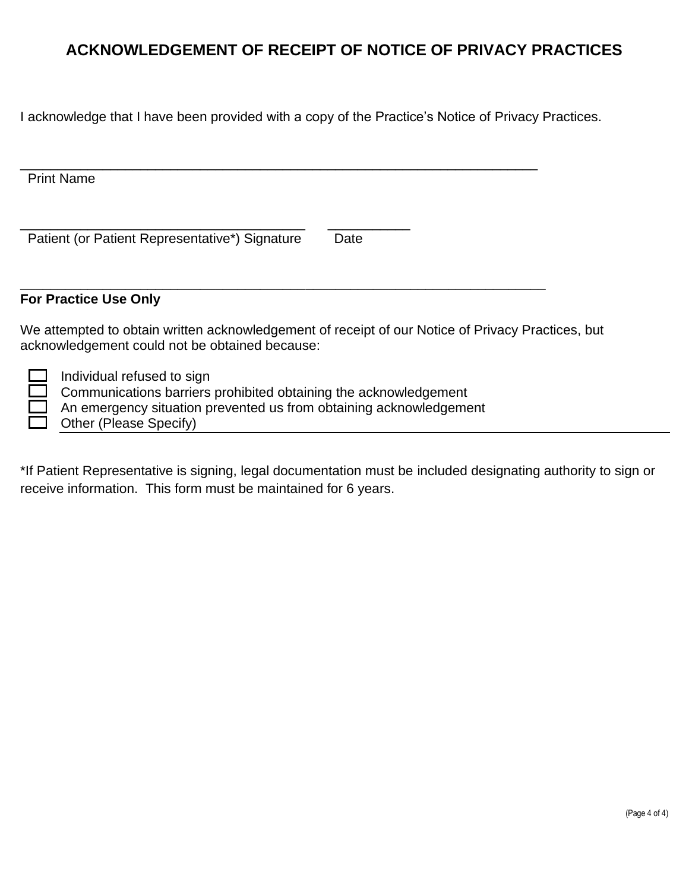# ACKNOWLEDGEMENT OF RECEIPT OF NOTICE OF PRIVACY PRACTICES

I acknowledge that I have been provided with a copy of the Practice's Notice of Privacy Practices.

_____________________________________________________________________
Print Name

______________________________________ ___________
Patient (or Patient Representative*) Signature Date

---

**For Practice Use Only**

We attempted to obtain written acknowledgement of receipt of our Notice of Privacy Practices, but acknowledgement could not be obtained because:

- ☐ Individual refused to sign
- ☐ Communications barriers prohibited obtaining the acknowledgement
- ☐ An emergency situation prevented us from obtaining acknowledgement
- ☐ Other (Please Specify) ________________________________________________

*If Patient Representative is signing, legal documentation must be included designating authority to sign or receive information. This form must be maintained for 6 years.